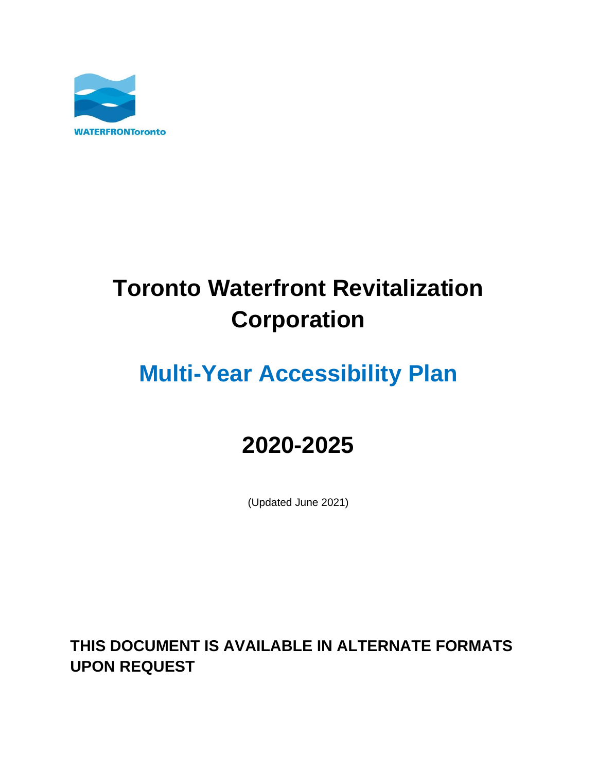WATERFRONToronto

# Toronto Waterfront Revitalization Corporation

## Multi-Year Accessibility Plan

# 2020-2025

(Updated June 2021)

**THIS DOCUMENT IS AVAILABLE IN ALTERNATE FORMATS UPON REQUEST**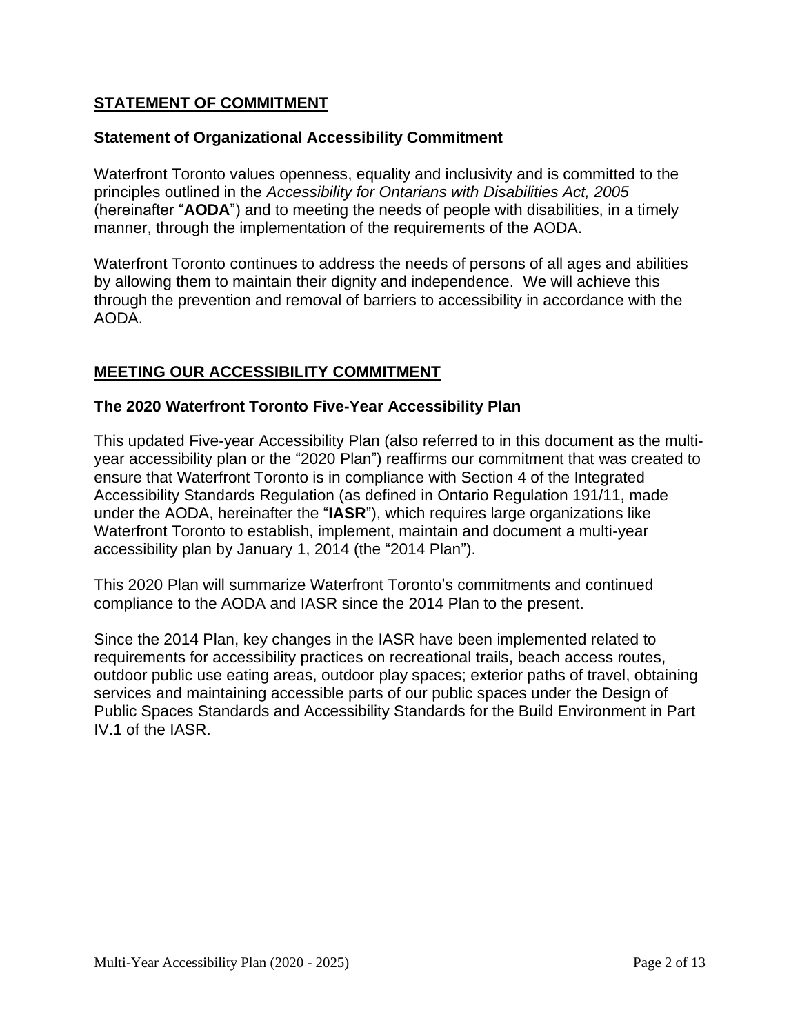## **STATEMENT OF COMMITMENT**

### Statement of Organizational Accessibility Commitment

Waterfront Toronto values openness, equality and inclusivity and is committed to the principles outlined in the *Accessibility for Ontarians with Disabilities Act, 2005* (hereinafter "**AODA**") and to meeting the needs of people with disabilities, in a timely manner, through the implementation of the requirements of the AODA.

Waterfront Toronto continues to address the needs of persons of all ages and abilities by allowing them to maintain their dignity and independence. We will achieve this through the prevention and removal of barriers to accessibility in accordance with the AODA.

## **MEETING OUR ACCESSIBILITY COMMITMENT**

### The 2020 Waterfront Toronto Five-Year Accessibility Plan

This updated Five-year Accessibility Plan (also referred to in this document as the multi-year accessibility plan or the "2020 Plan") reaffirms our commitment that was created to ensure that Waterfront Toronto is in compliance with Section 4 of the Integrated Accessibility Standards Regulation (as defined in Ontario Regulation 191/11, made under the AODA, hereinafter the "**IASR**"), which requires large organizations like Waterfront Toronto to establish, implement, maintain and document a multi-year accessibility plan by January 1, 2014 (the "2014 Plan").

This 2020 Plan will summarize Waterfront Toronto's commitments and continued compliance to the AODA and IASR since the 2014 Plan to the present.

Since the 2014 Plan, key changes in the IASR have been implemented related to requirements for accessibility practices on recreational trails, beach access routes, outdoor public use eating areas, outdoor play spaces; exterior paths of travel, obtaining services and maintaining accessible parts of our public spaces under the Design of Public Spaces Standards and Accessibility Standards for the Build Environment in Part IV.1 of the IASR.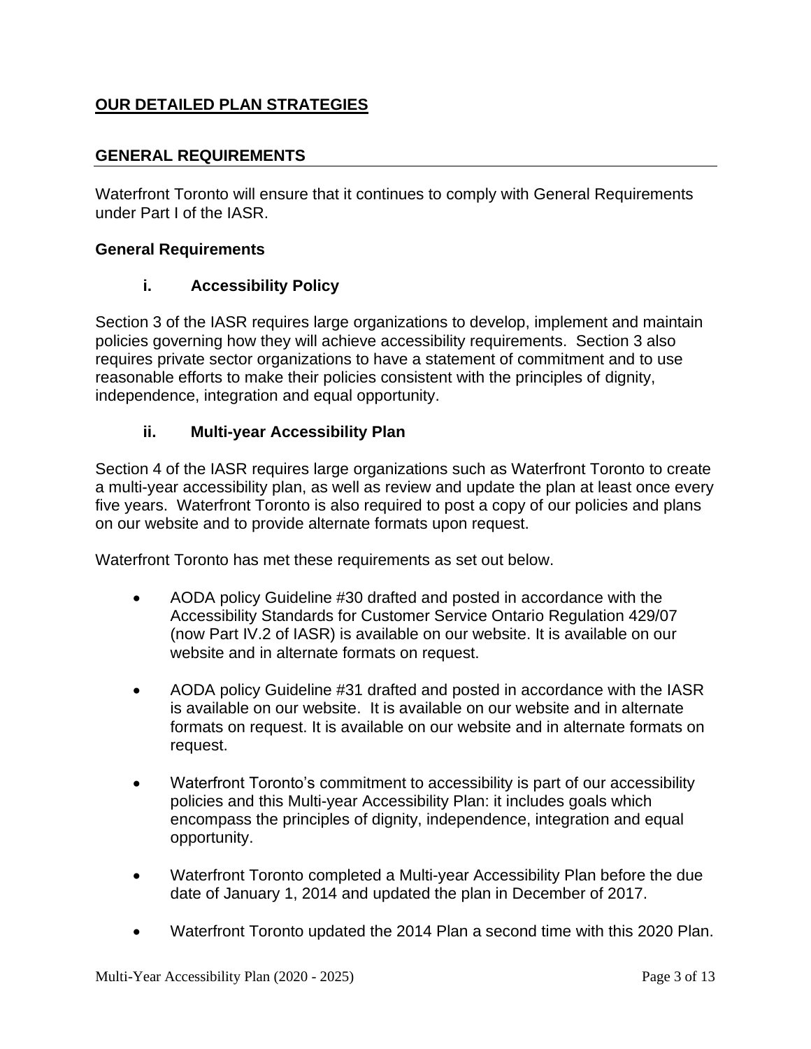## OUR DETAILED PLAN STRATEGIES

### GENERAL REQUIREMENTS

Waterfront Toronto will ensure that it continues to comply with General Requirements under Part I of the IASR.

**General Requirements**

#### i. Accessibility Policy

Section 3 of the IASR requires large organizations to develop, implement and maintain policies governing how they will achieve accessibility requirements. Section 3 also requires private sector organizations to have a statement of commitment and to use reasonable efforts to make their policies consistent with the principles of dignity, independence, integration and equal opportunity.

#### ii. Multi-year Accessibility Plan

Section 4 of the IASR requires large organizations such as Waterfront Toronto to create a multi-year accessibility plan, as well as review and update the plan at least once every five years. Waterfront Toronto is also required to post a copy of our policies and plans on our website and to provide alternate formats upon request.

Waterfront Toronto has met these requirements as set out below.

- AODA policy Guideline #30 drafted and posted in accordance with the Accessibility Standards for Customer Service Ontario Regulation 429/07 (now Part IV.2 of IASR) is available on our website. It is available on our website and in alternate formats on request.

- AODA policy Guideline #31 drafted and posted in accordance with the IASR is available on our website. It is available on our website and in alternate formats on request. It is available on our website and in alternate formats on request.

- Waterfront Toronto's commitment to accessibility is part of our accessibility policies and this Multi-year Accessibility Plan: it includes goals which encompass the principles of dignity, independence, integration and equal opportunity.

- Waterfront Toronto completed a Multi-year Accessibility Plan before the due date of January 1, 2014 and updated the plan in December of 2017.

- Waterfront Toronto updated the 2014 Plan a second time with this 2020 Plan.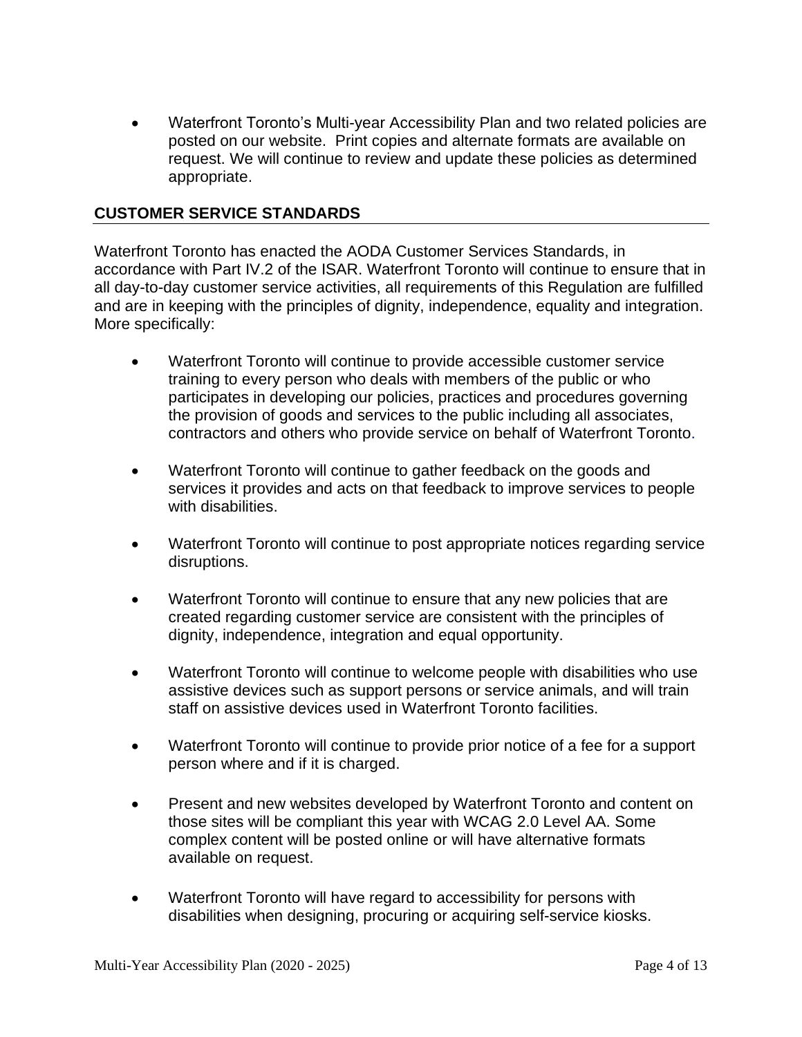- Waterfront Toronto's Multi-year Accessibility Plan and two related policies are posted on our website. Print copies and alternate formats are available on request. We will continue to review and update these policies as determined appropriate.

## CUSTOMER SERVICE STANDARDS

Waterfront Toronto has enacted the AODA Customer Services Standards, in accordance with Part IV.2 of the ISAR. Waterfront Toronto will continue to ensure that in all day-to-day customer service activities, all requirements of this Regulation are fulfilled and are in keeping with the principles of dignity, independence, equality and integration. More specifically:

- Waterfront Toronto will continue to provide accessible customer service training to every person who deals with members of the public or who participates in developing our policies, practices and procedures governing the provision of goods and services to the public including all associates, contractors and others who provide service on behalf of Waterfront Toronto.

- Waterfront Toronto will continue to gather feedback on the goods and services it provides and acts on that feedback to improve services to people with disabilities.

- Waterfront Toronto will continue to post appropriate notices regarding service disruptions.

- Waterfront Toronto will continue to ensure that any new policies that are created regarding customer service are consistent with the principles of dignity, independence, integration and equal opportunity.

- Waterfront Toronto will continue to welcome people with disabilities who use assistive devices such as support persons or service animals, and will train staff on assistive devices used in Waterfront Toronto facilities.

- Waterfront Toronto will continue to provide prior notice of a fee for a support person where and if it is charged.

- Present and new websites developed by Waterfront Toronto and content on those sites will be compliant this year with WCAG 2.0 Level AA. Some complex content will be posted online or will have alternative formats available on request.

- Waterfront Toronto will have regard to accessibility for persons with disabilities when designing, procuring or acquiring self-service kiosks.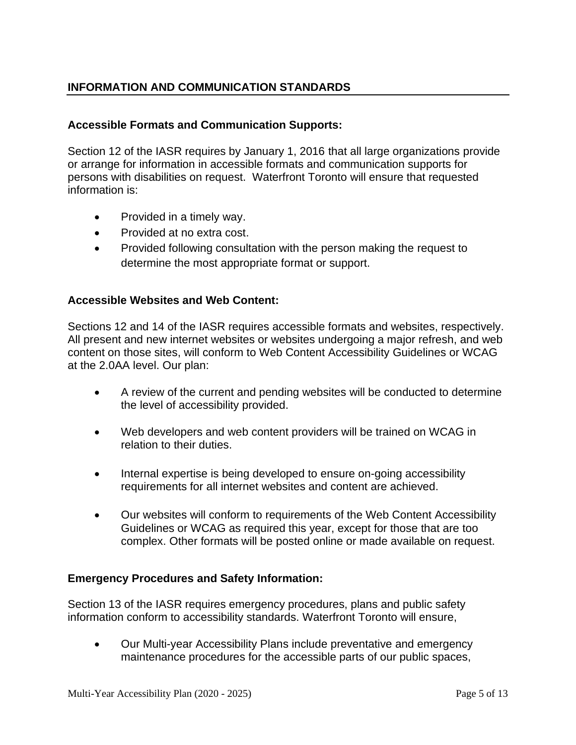## INFORMATION AND COMMUNICATION STANDARDS

### Accessible Formats and Communication Supports:

Section 12 of the IASR requires by January 1, 2016 that all large organizations provide or arrange for information in accessible formats and communication supports for persons with disabilities on request. Waterfront Toronto will ensure that requested information is:

- Provided in a timely way.
- Provided at no extra cost.
- Provided following consultation with the person making the request to determine the most appropriate format or support.

### Accessible Websites and Web Content:

Sections 12 and 14 of the IASR requires accessible formats and websites, respectively. All present and new internet websites or websites undergoing a major refresh, and web content on those sites, will conform to Web Content Accessibility Guidelines or WCAG at the 2.0AA level. Our plan:

- A review of the current and pending websites will be conducted to determine the level of accessibility provided.
- Web developers and web content providers will be trained on WCAG in relation to their duties.
- Internal expertise is being developed to ensure on-going accessibility requirements for all internet websites and content are achieved.
- Our websites will conform to requirements of the Web Content Accessibility Guidelines or WCAG as required this year, except for those that are too complex. Other formats will be posted online or made available on request.

### Emergency Procedures and Safety Information:

Section 13 of the IASR requires emergency procedures, plans and public safety information conform to accessibility standards. Waterfront Toronto will ensure,

- Our Multi-year Accessibility Plans include preventative and emergency maintenance procedures for the accessible parts of our public spaces,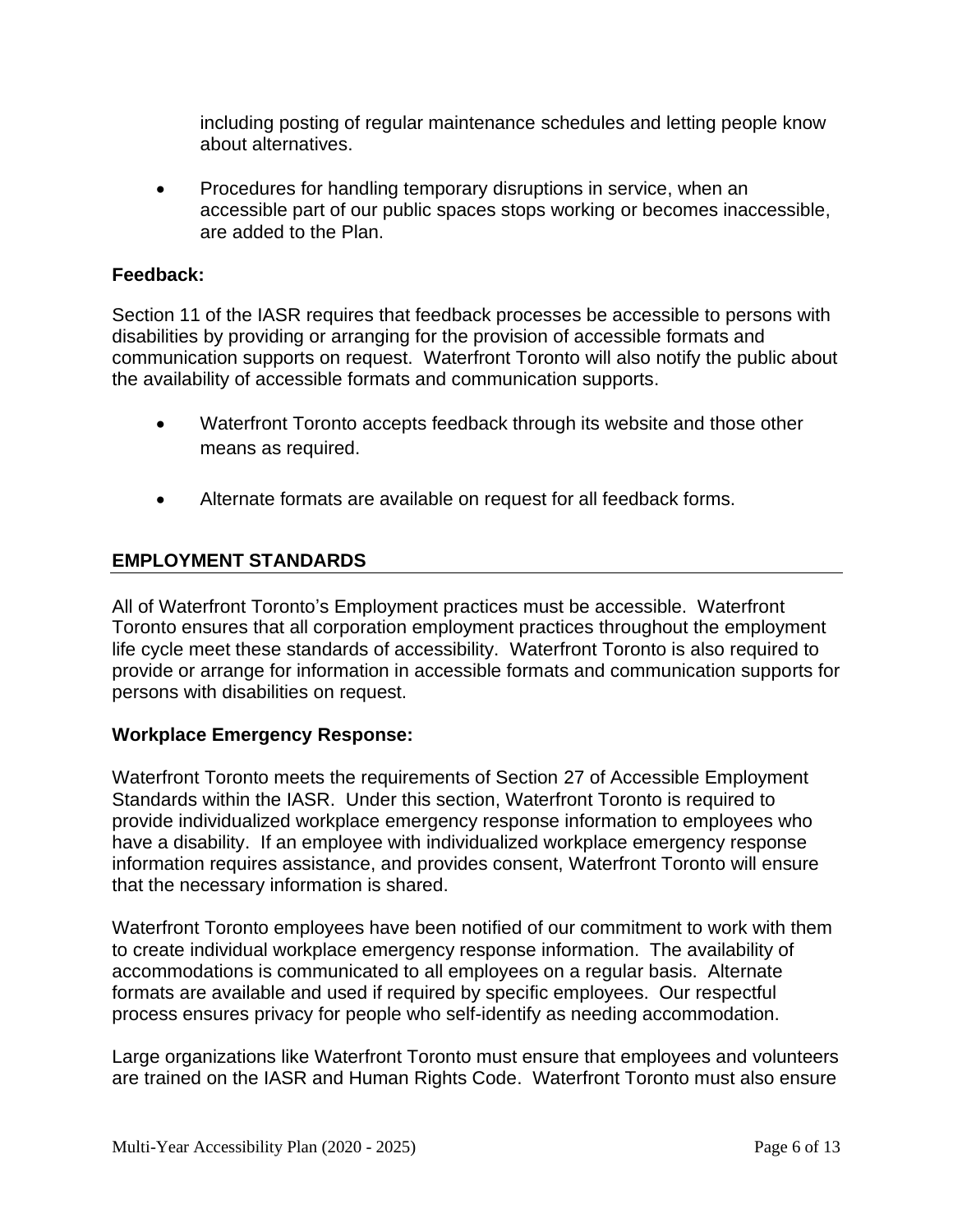including posting of regular maintenance schedules and letting people know about alternatives.

- Procedures for handling temporary disruptions in service, when an accessible part of our public spaces stops working or becomes inaccessible, are added to the Plan.

**Feedback:**

Section 11 of the IASR requires that feedback processes be accessible to persons with disabilities by providing or arranging for the provision of accessible formats and communication supports on request. Waterfront Toronto will also notify the public about the availability of accessible formats and communication supports.

- Waterfront Toronto accepts feedback through its website and those other means as required.
- Alternate formats are available on request for all feedback forms.

## EMPLOYMENT STANDARDS

All of Waterfront Toronto's Employment practices must be accessible. Waterfront Toronto ensures that all corporation employment practices throughout the employment life cycle meet these standards of accessibility. Waterfront Toronto is also required to provide or arrange for information in accessible formats and communication supports for persons with disabilities on request.

**Workplace Emergency Response:**

Waterfront Toronto meets the requirements of Section 27 of Accessible Employment Standards within the IASR. Under this section, Waterfront Toronto is required to provide individualized workplace emergency response information to employees who have a disability. If an employee with individualized workplace emergency response information requires assistance, and provides consent, Waterfront Toronto will ensure that the necessary information is shared.

Waterfront Toronto employees have been notified of our commitment to work with them to create individual workplace emergency response information. The availability of accommodations is communicated to all employees on a regular basis. Alternate formats are available and used if required by specific employees. Our respectful process ensures privacy for people who self-identify as needing accommodation.

Large organizations like Waterfront Toronto must ensure that employees and volunteers are trained on the IASR and Human Rights Code. Waterfront Toronto must also ensure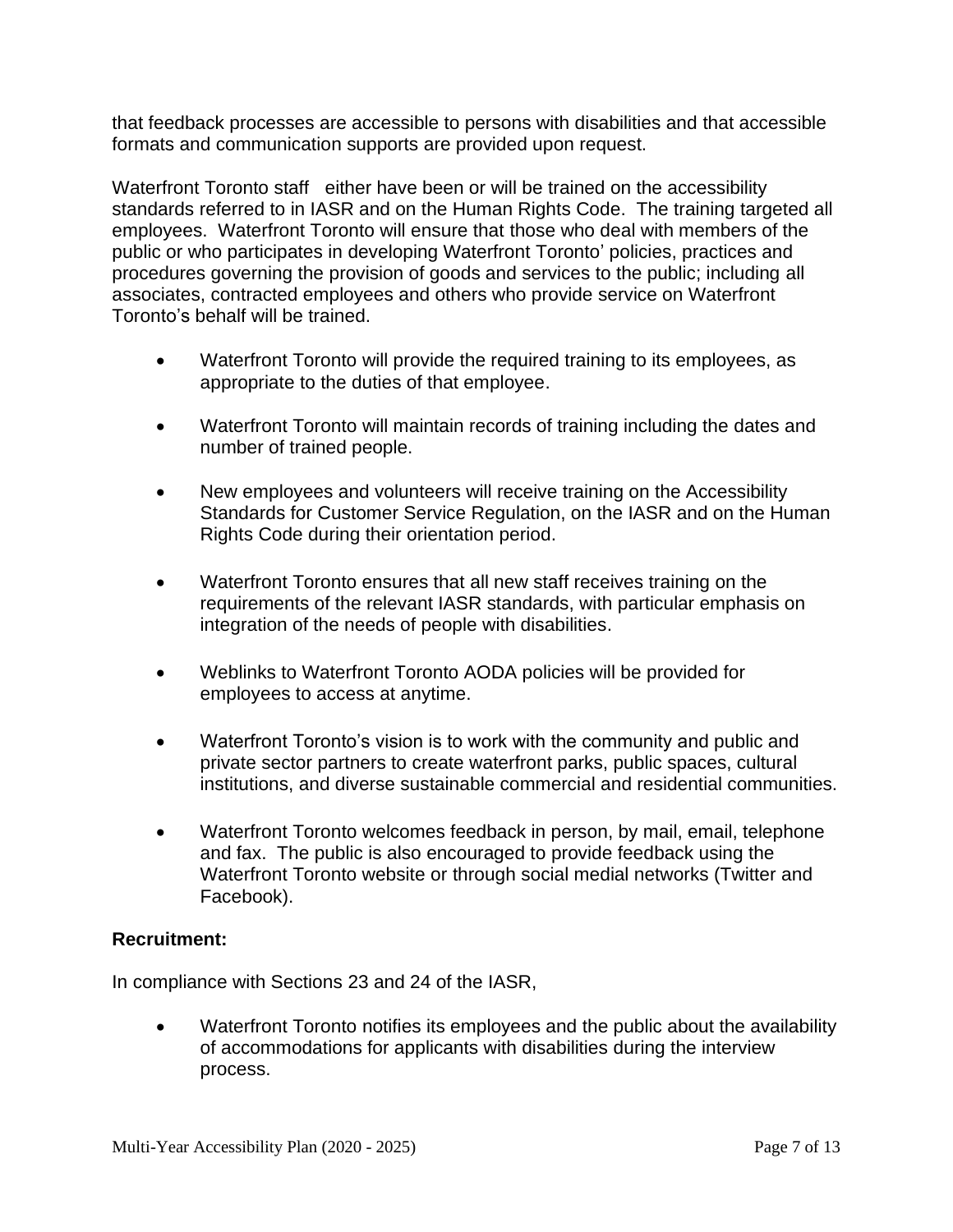that feedback processes are accessible to persons with disabilities and that accessible formats and communication supports are provided upon request.

Waterfront Toronto staff either have been or will be trained on the accessibility standards referred to in IASR and on the Human Rights Code. The training targeted all employees. Waterfront Toronto will ensure that those who deal with members of the public or who participates in developing Waterfront Toronto' policies, practices and procedures governing the provision of goods and services to the public; including all associates, contracted employees and others who provide service on Waterfront Toronto's behalf will be trained.

- Waterfront Toronto will provide the required training to its employees, as appropriate to the duties of that employee.
- Waterfront Toronto will maintain records of training including the dates and number of trained people.
- New employees and volunteers will receive training on the Accessibility Standards for Customer Service Regulation, on the IASR and on the Human Rights Code during their orientation period.
- Waterfront Toronto ensures that all new staff receives training on the requirements of the relevant IASR standards, with particular emphasis on integration of the needs of people with disabilities.
- Weblinks to Waterfront Toronto AODA policies will be provided for employees to access at anytime.
- Waterfront Toronto's vision is to work with the community and public and private sector partners to create waterfront parks, public spaces, cultural institutions, and diverse sustainable commercial and residential communities.
- Waterfront Toronto welcomes feedback in person, by mail, email, telephone and fax. The public is also encouraged to provide feedback using the Waterfront Toronto website or through social medial networks (Twitter and Facebook).

**Recruitment:**

In compliance with Sections 23 and 24 of the IASR,

- Waterfront Toronto notifies its employees and the public about the availability of accommodations for applicants with disabilities during the interview process.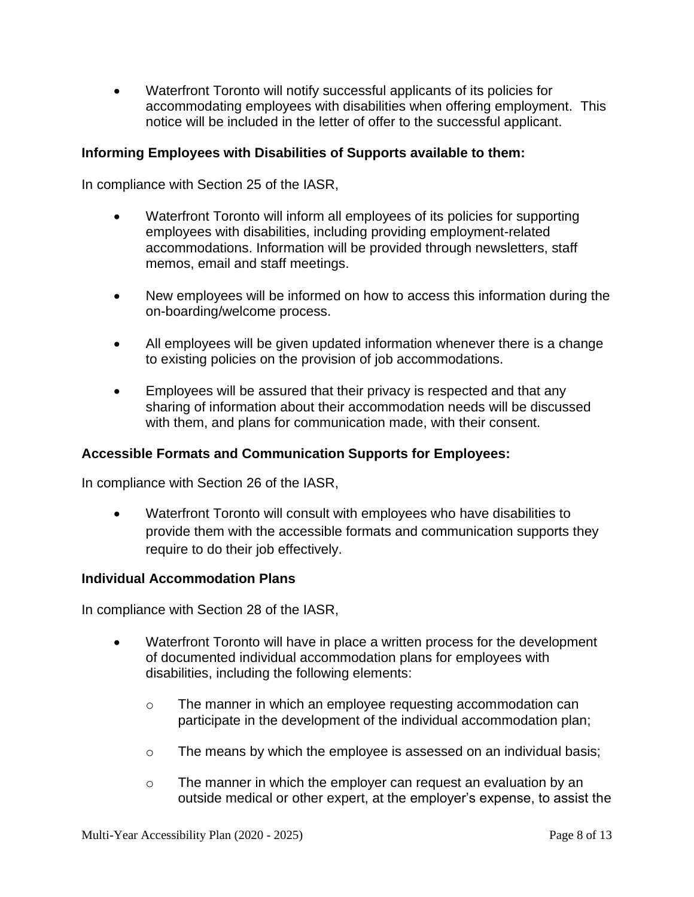- Waterfront Toronto will notify successful applicants of its policies for accommodating employees with disabilities when offering employment. This notice will be included in the letter of offer to the successful applicant.

**Informing Employees with Disabilities of Supports available to them:**

In compliance with Section 25 of the IASR,

- Waterfront Toronto will inform all employees of its policies for supporting employees with disabilities, including providing employment-related accommodations. Information will be provided through newsletters, staff memos, email and staff meetings.

- New employees will be informed on how to access this information during the on-boarding/welcome process.

- All employees will be given updated information whenever there is a change to existing policies on the provision of job accommodations.

- Employees will be assured that their privacy is respected and that any sharing of information about their accommodation needs will be discussed with them, and plans for communication made, with their consent.

**Accessible Formats and Communication Supports for Employees:**

In compliance with Section 26 of the IASR,

- Waterfront Toronto will consult with employees who have disabilities to provide them with the accessible formats and communication supports they require to do their job effectively.

**Individual Accommodation Plans**

In compliance with Section 28 of the IASR,

- Waterfront Toronto will have in place a written process for the development of documented individual accommodation plans for employees with disabilities, including the following elements:

    - The manner in which an employee requesting accommodation can participate in the development of the individual accommodation plan;

    - The means by which the employee is assessed on an individual basis;

    - The manner in which the employer can request an evaluation by an outside medical or other expert, at the employer's expense, to assist the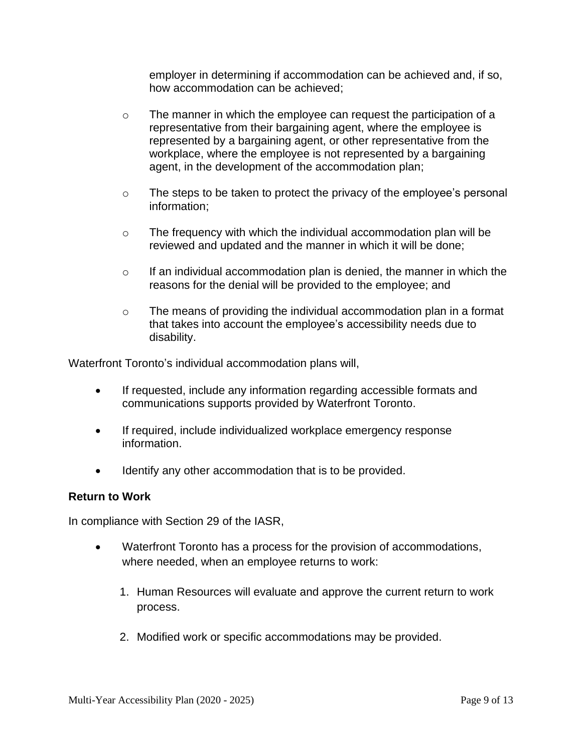employer in determining if accommodation can be achieved and, if so, how accommodation can be achieved;

  - The manner in which the employee can request the participation of a representative from their bargaining agent, where the employee is represented by a bargaining agent, or other representative from the workplace, where the employee is not represented by a bargaining agent, in the development of the accommodation plan;
  - The steps to be taken to protect the privacy of the employee's personal information;
  - The frequency with which the individual accommodation plan will be reviewed and updated and the manner in which it will be done;
  - If an individual accommodation plan is denied, the manner in which the reasons for the denial will be provided to the employee; and
  - The means of providing the individual accommodation plan in a format that takes into account the employee's accessibility needs due to disability.

Waterfront Toronto's individual accommodation plans will,

- If requested, include any information regarding accessible formats and communications supports provided by Waterfront Toronto.
- If required, include individualized workplace emergency response information.
- Identify any other accommodation that is to be provided.

**Return to Work**

In compliance with Section 29 of the IASR,

- Waterfront Toronto has a process for the provision of accommodations, where needed, when an employee returns to work:
  1. Human Resources will evaluate and approve the current return to work process.
  2. Modified work or specific accommodations may be provided.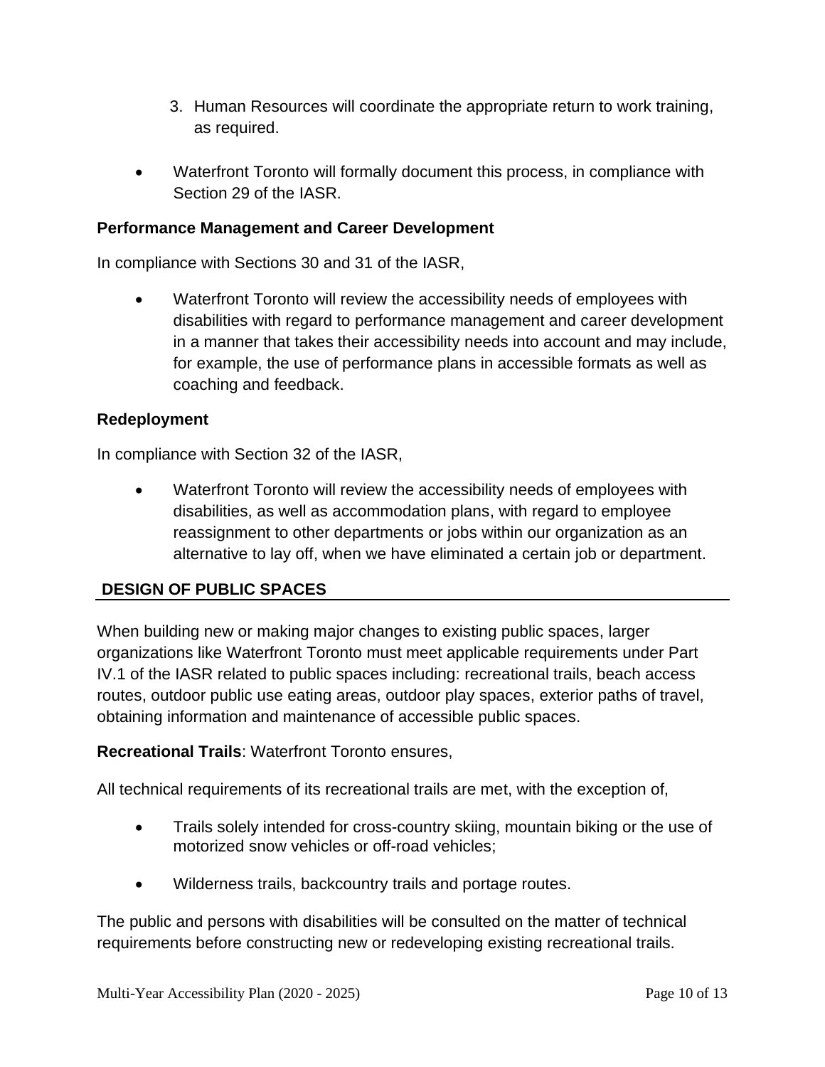3. Human Resources will coordinate the appropriate return to work training, as required.

- Waterfront Toronto will formally document this process, in compliance with Section 29 of the IASR.

### Performance Management and Career Development

In compliance with Sections 30 and 31 of the IASR,

- Waterfront Toronto will review the accessibility needs of employees with disabilities with regard to performance management and career development in a manner that takes their accessibility needs into account and may include, for example, the use of performance plans in accessible formats as well as coaching and feedback.

### Redeployment

In compliance with Section 32 of the IASR,

- Waterfront Toronto will review the accessibility needs of employees with disabilities, as well as accommodation plans, with regard to employee reassignment to other departments or jobs within our organization as an alternative to lay off, when we have eliminated a certain job or department.

## DESIGN OF PUBLIC SPACES

When building new or making major changes to existing public spaces, larger organizations like Waterfront Toronto must meet applicable requirements under Part IV.1 of the IASR related to public spaces including: recreational trails, beach access routes, outdoor public use eating areas, outdoor play spaces, exterior paths of travel, obtaining information and maintenance of accessible public spaces.

**Recreational Trails**: Waterfront Toronto ensures,

All technical requirements of its recreational trails are met, with the exception of,

- Trails solely intended for cross-country skiing, mountain biking or the use of motorized snow vehicles or off-road vehicles;
- Wilderness trails, backcountry trails and portage routes.

The public and persons with disabilities will be consulted on the matter of technical requirements before constructing new or redeveloping existing recreational trails.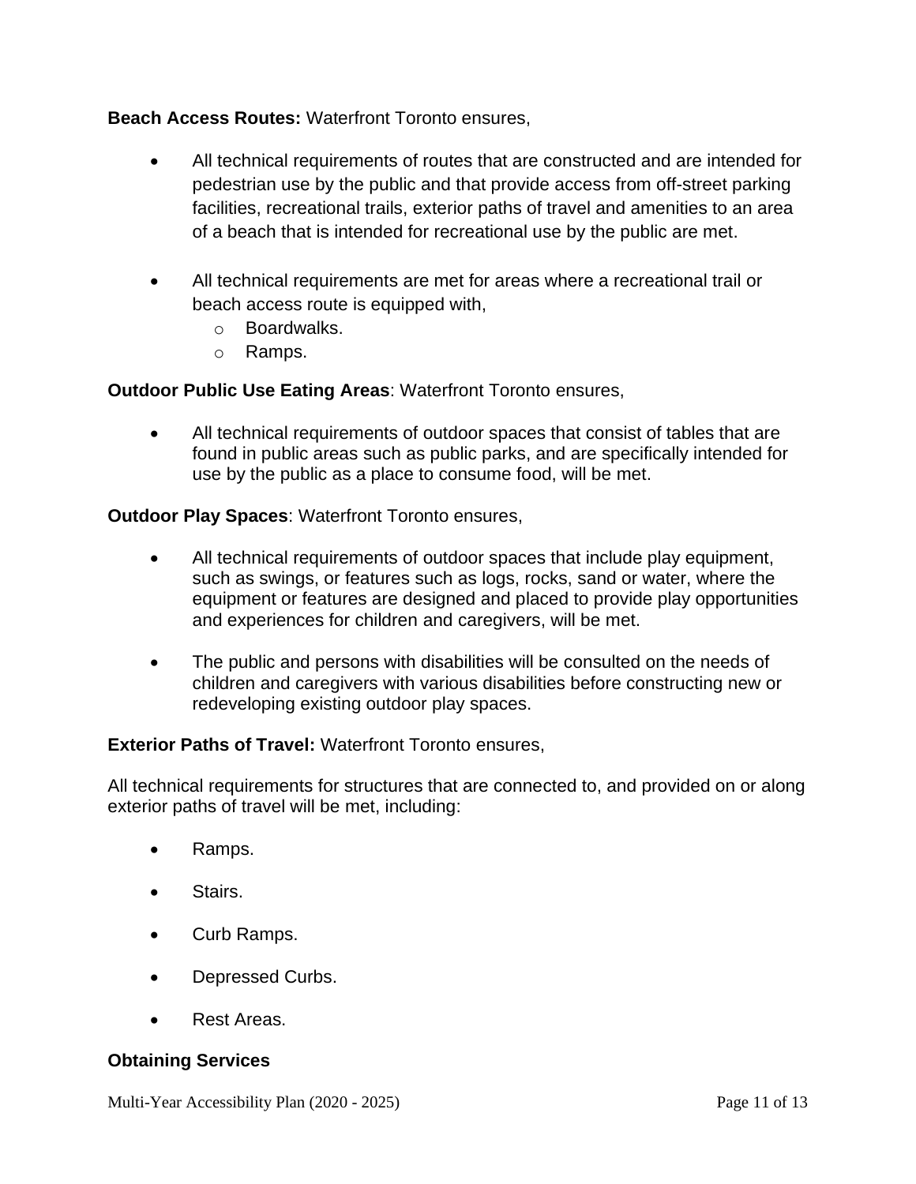**Beach Access Routes:** Waterfront Toronto ensures,

- All technical requirements of routes that are constructed and are intended for pedestrian use by the public and that provide access from off-street parking facilities, recreational trails, exterior paths of travel and amenities to an area of a beach that is intended for recreational use by the public are met.
- All technical requirements are met for areas where a recreational trail or beach access route is equipped with,
    - Boardwalks.
    - Ramps.

**Outdoor Public Use Eating Areas**: Waterfront Toronto ensures,

- All technical requirements of outdoor spaces that consist of tables that are found in public areas such as public parks, and are specifically intended for use by the public as a place to consume food, will be met.

**Outdoor Play Spaces**: Waterfront Toronto ensures,

- All technical requirements of outdoor spaces that include play equipment, such as swings, or features such as logs, rocks, sand or water, where the equipment or features are designed and placed to provide play opportunities and experiences for children and caregivers, will be met.
- The public and persons with disabilities will be consulted on the needs of children and caregivers with various disabilities before constructing new or redeveloping existing outdoor play spaces.

**Exterior Paths of Travel:** Waterfront Toronto ensures,

All technical requirements for structures that are connected to, and provided on or along exterior paths of travel will be met, including:

- Ramps.
- Stairs.
- Curb Ramps.
- Depressed Curbs.
- Rest Areas.

**Obtaining Services**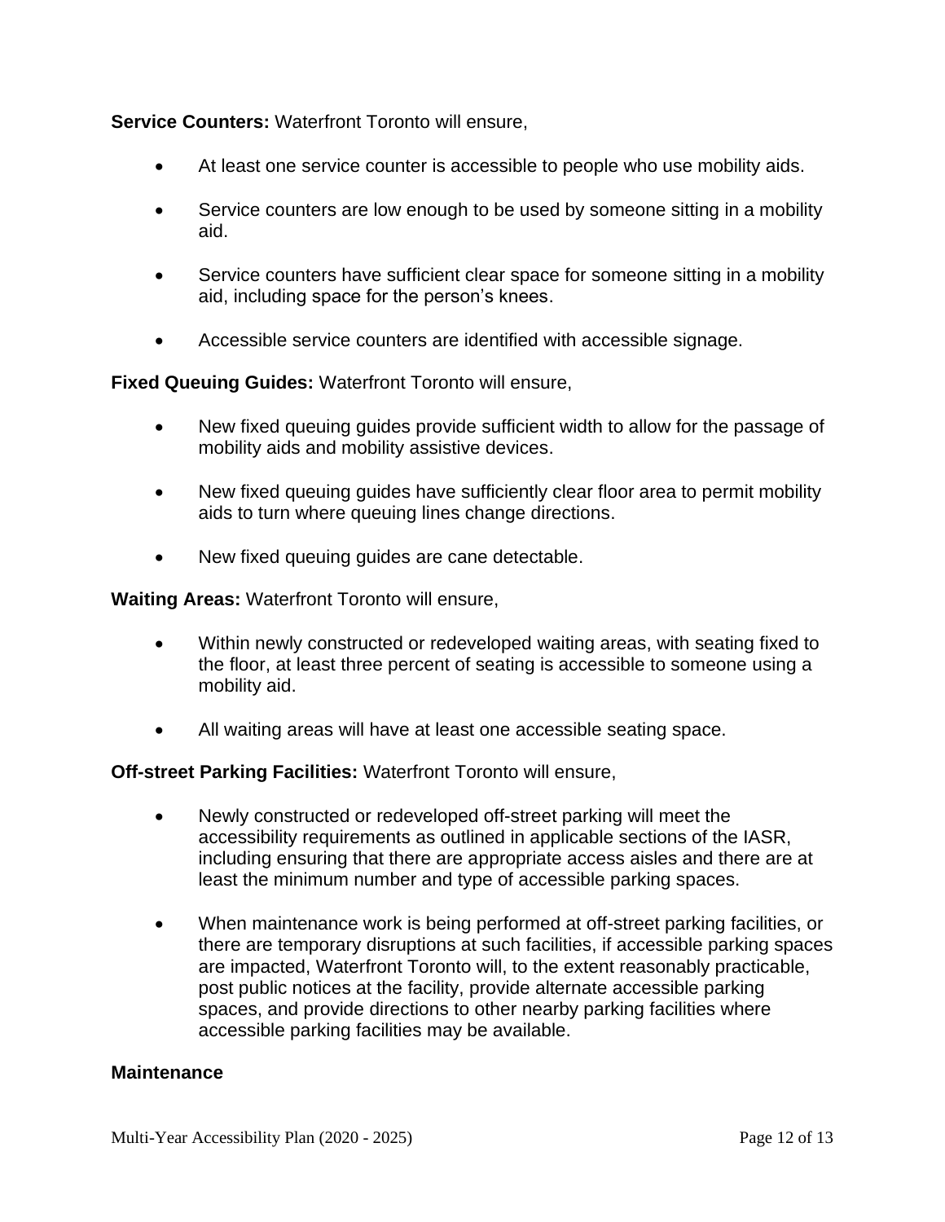**Service Counters:** Waterfront Toronto will ensure,

- At least one service counter is accessible to people who use mobility aids.
- Service counters are low enough to be used by someone sitting in a mobility aid.
- Service counters have sufficient clear space for someone sitting in a mobility aid, including space for the person's knees.
- Accessible service counters are identified with accessible signage.

**Fixed Queuing Guides:** Waterfront Toronto will ensure,

- New fixed queuing guides provide sufficient width to allow for the passage of mobility aids and mobility assistive devices.
- New fixed queuing guides have sufficiently clear floor area to permit mobility aids to turn where queuing lines change directions.
- New fixed queuing guides are cane detectable.

**Waiting Areas:** Waterfront Toronto will ensure,

- Within newly constructed or redeveloped waiting areas, with seating fixed to the floor, at least three percent of seating is accessible to someone using a mobility aid.
- All waiting areas will have at least one accessible seating space.

**Off-street Parking Facilities:** Waterfront Toronto will ensure,

- Newly constructed or redeveloped off-street parking will meet the accessibility requirements as outlined in applicable sections of the IASR, including ensuring that there are appropriate access aisles and there are at least the minimum number and type of accessible parking spaces.
- When maintenance work is being performed at off-street parking facilities, or there are temporary disruptions at such facilities, if accessible parking spaces are impacted, Waterfront Toronto will, to the extent reasonably practicable, post public notices at the facility, provide alternate accessible parking spaces, and provide directions to other nearby parking facilities where accessible parking facilities may be available.

**Maintenance**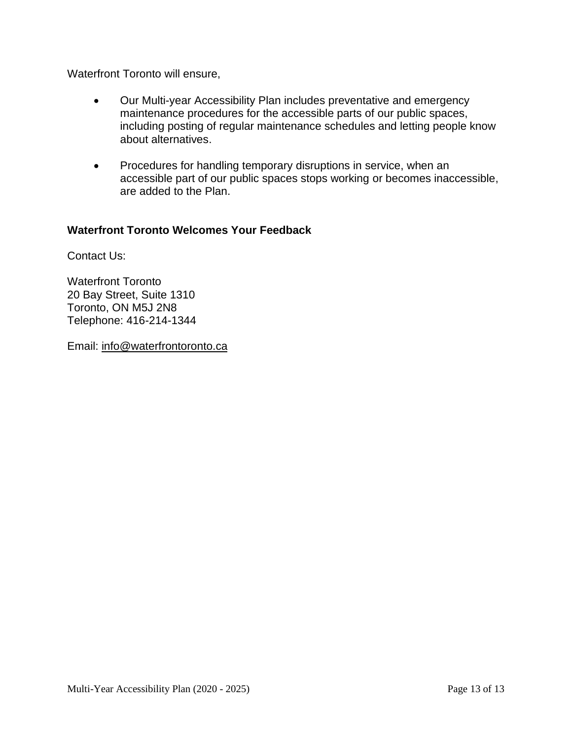Waterfront Toronto will ensure,

- Our Multi-year Accessibility Plan includes preventative and emergency maintenance procedures for the accessible parts of our public spaces, including posting of regular maintenance schedules and letting people know about alternatives.
- Procedures for handling temporary disruptions in service, when an accessible part of our public spaces stops working or becomes inaccessible, are added to the Plan.

**Waterfront Toronto Welcomes Your Feedback**

Contact Us:

Waterfront Toronto  
20 Bay Street, Suite 1310  
Toronto, ON M5J 2N8  
Telephone: 416-214-1344

Email: info@waterfrontoronto.ca